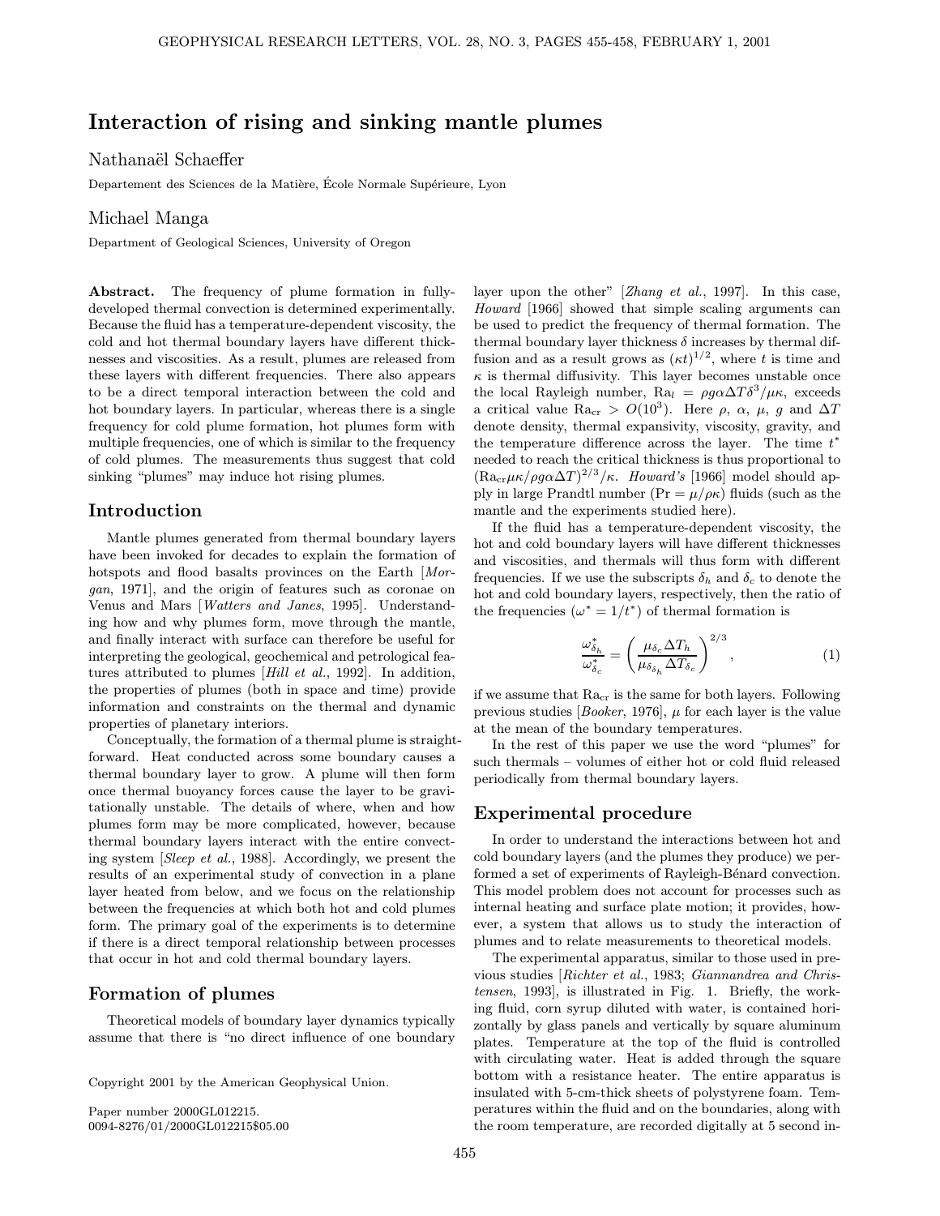# Interaction of rising and sinking mantle plumes

Nathanaël Schaeffer

Departement des Sciences de la Matière, École Normale Supérieure, Lyon

Michael Manga

Department of Geological Sciences, University of Oregon

**Abstract.** The frequency of plume formation in fully-developed thermal convection is determined experimentally. Because the fluid has a temperature-dependent viscosity, the cold and hot thermal boundary layers have different thicknesses and viscosities. As a result, plumes are released from these layers with different frequencies. There also appears to be a direct temporal interaction between the cold and hot boundary layers. In particular, whereas there is a single frequency for cold plume formation, hot plumes form with multiple frequencies, one of which is similar to the frequency of cold plumes. The measurements thus suggest that cold sinking "plumes" may induce hot rising plumes.

## Introduction

Mantle plumes generated from thermal boundary layers have been invoked for decades to explain the formation of hotspots and flood basalts provinces on the Earth [*Morgan*, 1971], and the origin of features such as coronae on Venus and Mars [*Watters and Janes*, 1995]. Understanding how and why plumes form, move through the mantle, and finally interact with surface can therefore be useful for interpreting the geological, geochemical and petrological features attributed to plumes [*Hill et al.*, 1992]. In addition, the properties of plumes (both in space and time) provide information and constraints on the thermal and dynamic properties of planetary interiors.

Conceptually, the formation of a thermal plume is straightforward. Heat conducted across some boundary causes a thermal boundary layer to grow. A plume will then form once thermal buoyancy forces cause the layer to be gravitationally unstable. The details of where, when and how plumes form may be more complicated, however, because thermal boundary layers interact with the entire convecting system [*Sleep et al.*, 1988]. Accordingly, we present the results of an experimental study of convection in a plane layer heated from below, and we focus on the relationship between the frequencies at which both hot and cold plumes form. The primary goal of the experiments is to determine if there is a direct temporal relationship between processes that occur in hot and cold thermal boundary layers.

## Formation of plumes

Theoretical models of boundary layer dynamics typically assume that there is "no direct influence of one boundary layer upon the other" [*Zhang et al.*, 1997]. In this case, *Howard* [1966] showed that simple scaling arguments can be used to predict the frequency of thermal formation. The thermal boundary layer thickness $\delta$ increases by thermal diffusion and as a result grows as $(\kappa t)^{1/2}$, where $t$ is time and $\kappa$ is thermal diffusivity. This layer becomes unstable once the local Rayleigh number, $\mathrm{Ra}_l = \rho g \alpha \Delta T \delta^3/\mu\kappa$, exceeds a critical value $\mathrm{Ra}_{\mathrm{cr}} > O(10^3)$. Here $\rho$, $\alpha$, $\mu$, $g$ and $\Delta T$ denote density, thermal expansivity, viscosity, gravity, and the temperature difference across the layer. The time $t^*$ needed to reach the critical thickness is thus proportional to $(\mathrm{Ra}_{\mathrm{cr}}\mu\kappa/\rho g \alpha \Delta T)^{2/3}/\kappa$. *Howard's* [1966] model should apply in large Prandtl number ($\mathrm{Pr} = \mu/\rho\kappa$) fluids (such as the mantle and the experiments studied here).

If the fluid has a temperature-dependent viscosity, the hot and cold boundary layers will have different thicknesses and viscosities, and thermals will thus form with different frequencies. If we use the subscripts $\delta_h$ and $\delta_c$ to denote the hot and cold boundary layers, respectively, then the ratio of the frequencies ($\omega^* = 1/t^*$) of thermal formation is

$$\frac{\omega^*_{\delta_h}}{\omega^*_{\delta_c}} = \left( \frac{\mu_{\delta_c} \Delta T_h}{\mu_{\delta_{\delta_h}} \Delta T_{\delta_c}} \right)^{2/3}, \tag{1}$$

if we assume that $\mathrm{Ra}_{\mathrm{cr}}$ is the same for both layers. Following previous studies [*Booker*, 1976], $\mu$ for each layer is the value at the mean of the boundary temperatures.

In the rest of this paper we use the word "plumes" for such thermals – volumes of either hot or cold fluid released periodically from thermal boundary layers.

## Experimental procedure

In order to understand the interactions between hot and cold boundary layers (and the plumes they produce) we performed a set of experiments of Rayleigh-Bénard convection. This model problem does not account for processes such as internal heating and surface plate motion; it provides, however, a system that allows us to study the interaction of plumes and to relate measurements to theoretical models.

The experimental apparatus, similar to those used in previous studies [*Richter et al.*, 1983; *Giannandrea and Christensen*, 1993], is illustrated in Fig. 1. Briefly, the working fluid, corn syrup diluted with water, is contained horizontally by glass panels and vertically by square aluminum plates. Temperature at the top of the fluid is controlled with circulating water. Heat is added through the square bottom with a resistance heater. The entire apparatus is insulated with 5-cm-thick sheets of polystyrene foam. Temperatures within the fluid and on the boundaries, along with the room temperature, are recorded digitally at 5 second in-

Copyright 2001 by the American Geophysical Union.

Paper number 2000GL012215.
0094-8276/01/2000GL012215$05.00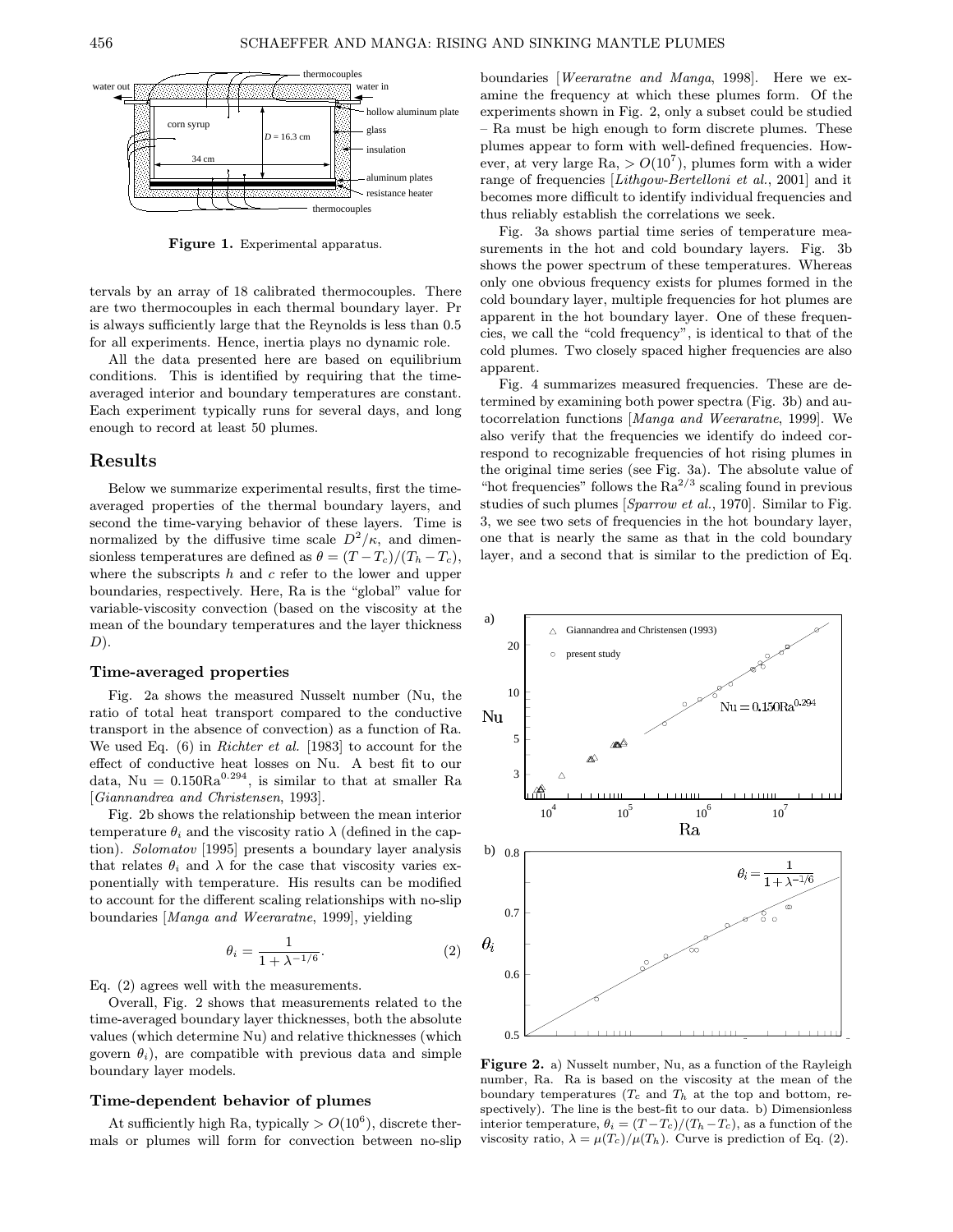tervals by an array of 18 calibrated thermocouples. There are two thermocouples in each thermal boundary layer. Pr is always sufficiently large that the Reynolds is less than 0.5 for all experiments. Hence, inertia plays no dynamic role.

All the data presented here are based on equilibrium conditions. This is identified by requiring that the time-averaged interior and boundary temperatures are constant. Each experiment typically runs for several days, and long enough to record at least 50 plumes.

**Figure 1.** Experimental apparatus.

## Results

Below we summarize experimental results, first the time-averaged properties of the thermal boundary layers, and second the time-varying behavior of these layers. Time is normalized by the diffusive time scale $D^2/\kappa$, and dimensionless temperatures are defined as $\theta = (T - T_c)/(T_h - T_c)$, where the subscripts $h$ and $c$ refer to the lower and upper boundaries, respectively. Here, Ra is the "global" value for variable-viscosity convection (based on the viscosity at the mean of the boundary temperatures and the layer thickness $D$).

### Time-averaged properties

Fig. 2a shows the measured Nusselt number (Nu, the ratio of total heat transport compared to the conductive transport in the absence of convection) as a function of Ra. We used Eq. (6) in *Richter et al.* [1983] to account for the effect of conductive heat losses on Nu. A best fit to our data, $\mathrm{Nu} = 0.150\mathrm{Ra}^{0.294}$, is similar to that at smaller Ra [*Giannandrea and Christensen*, 1993].

Fig. 2b shows the relationship between the mean interior temperature $\theta_i$ and the viscosity ratio $\lambda$ (defined in the caption). *Solomatov* [1995] presents a boundary layer analysis that relates $\theta_i$ and $\lambda$ for the case that viscosity varies exponentially with temperature. His results can be modified to account for the different scaling relationships with no-slip boundaries [*Manga and Weeraratne*, 1999], yielding

$$\theta_i = \frac{1}{1 + \lambda^{-1/6}}. \qquad (2)$$

Eq. (2) agrees well with the measurements.

Overall, Fig. 2 shows that measurements related to the time-averaged boundary layer thicknesses, both the absolute values (which determine Nu) and relative thicknesses (which govern $\theta_i$), are compatible with previous data and simple boundary layer models.

### Time-dependent behavior of plumes

At sufficiently high Ra, typically $> O(10^6)$, discrete thermals or plumes will form for convection between no-slip boundaries [*Weeraratne and Manga*, 1998]. Here we examine the frequency at which these plumes form. Of the experiments shown in Fig. 2, only a subset could be studied – Ra must be high enough to form discrete plumes. These plumes appear to form with well-defined frequencies. However, at very large Ra, $> O(10^7)$, plumes form with a wider range of frequencies [*Lithgow-Bertelloni et al.*, 2001] and it becomes more difficult to identify individual frequencies and thus reliably establish the correlations we seek.

Fig. 3a shows partial time series of temperature measurements in the hot and cold boundary layers. Fig. 3b shows the power spectrum of these temperatures. Whereas only one obvious frequency exists for plumes formed in the cold boundary layer, multiple frequencies for hot plumes are apparent in the hot boundary layer. One of these frequencies, we call the "cold frequency", is identical to that of the cold plumes. Two closely spaced higher frequencies are also apparent.

Fig. 4 summarizes measured frequencies. These are determined by examining both power spectra (Fig. 3b) and autocorrelation functions [*Manga and Weeraratne*, 1999]. We also verify that the frequencies we identify do indeed correspond to recognizable frequencies of hot rising plumes in the original time series (see Fig. 3a). The absolute value of "hot frequencies" follows the $\mathrm{Ra}^{2/3}$ scaling found in previous studies of such plumes [*Sparrow et al.*, 1970]. Similar to Fig. 3, we see two sets of frequencies in the hot boundary layer, one that is nearly the same as that in the cold boundary layer, and a second that is similar to the prediction of Eq.

**Figure 2.** a) Nusselt number, Nu, as a function of the Rayleigh number, Ra. Ra is based on the viscosity at the mean of the boundary temperatures ($T_c$ and $T_h$ at the top and bottom, respectively). The line is the best-fit to our data. b) Dimensionless interior temperature, $\theta_i = (T - T_c)/(T_h - T_c)$, as a function of the viscosity ratio, $\lambda = \mu(T_c)/\mu(T_h)$. Curve is prediction of Eq. (2).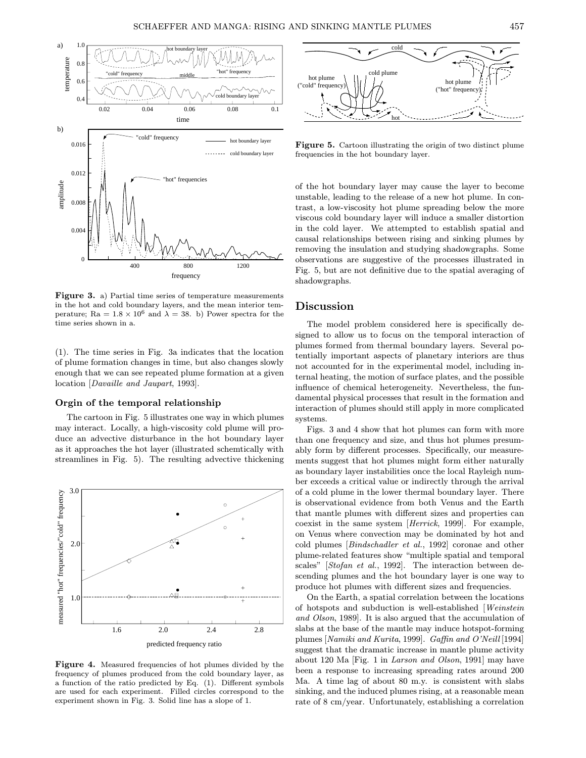**Figure 3.** a) Partial time series of temperature measurements in the hot and cold boundary layers, and the mean interior temperature; $\mathrm{Ra} = 1.8 \times 10^6$ and $\lambda = 38$. b) Power spectra for the time series shown in a.

(1). The time series in Fig. 3a indicates that the location of plume formation changes in time, but also changes slowly enough that we can see repeated plume formation at a given location [*Davaille and Jaupart*, 1993].

### Orgin of the temporal relationship

The cartoon in Fig. 5 illustrates one way in which plumes may interact. Locally, a high-viscosity cold plume will produce an advective disturbance in the hot boundary layer as it approaches the hot layer (illustrated schemtically with streamlines in Fig. 5). The resulting advective thickening of the hot boundary layer may cause the layer to become unstable, leading to the release of a new hot plume. In contrast, a low-viscosity hot plume spreading below the more viscous cold boundary layer will induce a smaller distortion in the cold layer. We attempted to establish spatial and causal relationships between rising and sinking plumes by removing the insulation and studying shadowgraphs. Some observations are suggestive of the processes illustrated in Fig. 5, but are not definitive due to the spatial averaging of shadowgraphs.

**Figure 4.** Measured frequencies of hot plumes divided by the frequency of plumes produced from the cold boundary layer, as a function of the ratio predicted by Eq. (1). Different symbols are used for each experiment. Filled circles correspond to the experiment shown in Fig. 3. Solid line has a slope of 1.

**Figure 5.** Cartoon illustrating the origin of two distinct plume frequencies in the hot boundary layer.

## Discussion

The model problem considered here is specifically designed to allow us to focus on the temporal interaction of plumes formed from thermal boundary layers. Several potentially important aspects of planetary interiors are thus not accounted for in the experimental model, including internal heating, the motion of surface plates, and the possible influence of chemical heterogeneity. Nevertheless, the fundamental physical processes that result in the formation and interaction of plumes should still apply in more complicated systems.

Figs. 3 and 4 show that hot plumes can form with more than one frequency and size, and thus hot plumes presumably form by different processes. Specifically, our measurements suggest that hot plumes might form either naturally as boundary layer instabilities once the local Rayleigh number exceeds a critical value or indirectly through the arrival of a cold plume in the lower thermal boundary layer. There is observational evidence from both Venus and the Earth that mantle plumes with different sizes and properties can coexist in the same system [*Herrick*, 1999]. For example, on Venus where convection may be dominated by hot and cold plumes [*Bindschadler et al.*, 1992] coronae and other plume-related features show "multiple spatial and temporal scales" [*Stofan et al.*, 1992]. The interaction between descending plumes and the hot boundary layer is one way to produce hot plumes with different sizes and frequencies.

On the Earth, a spatial correlation between the locations of hotspots and subduction is well-established [*Weinstein and Olson*, 1989]. It is also argued that the accumulation of slabs at the base of the mantle may induce hotspot-forming plumes [*Namiki and Kurita*, 1999]. *Gaffin and O'Neill* [1994] suggest that the dramatic increase in mantle plume activity about 120 Ma [Fig. 1 in *Larson and Olson*, 1991] may have been a response to increasing spreading rates around 200 Ma. A time lag of about 80 m.y. is consistent with slabs sinking, and the induced plumes rising, at a reasonable mean rate of 8 cm/year. Unfortunately, establishing a correlation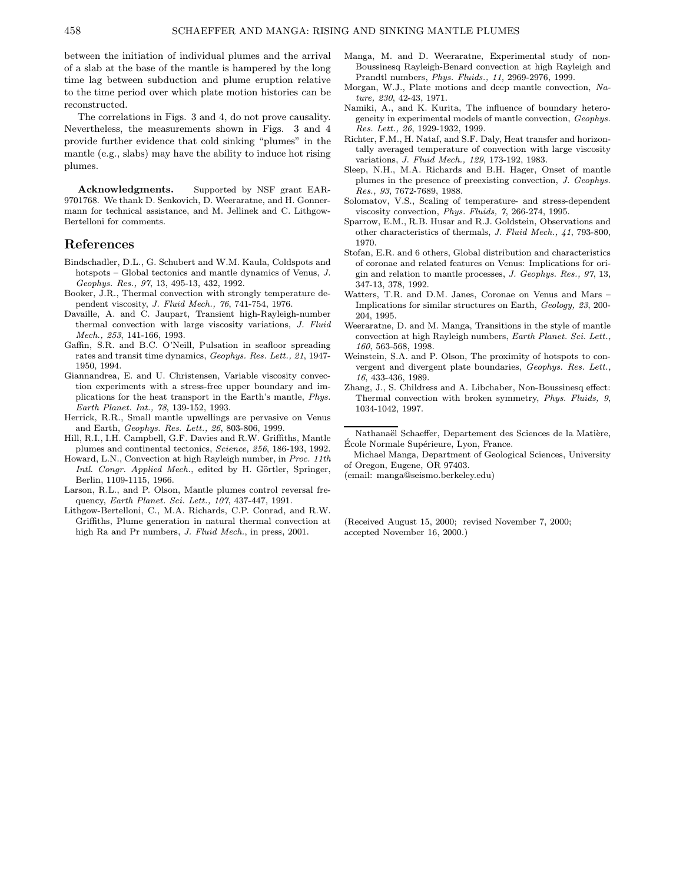between the initiation of individual plumes and the arrival of a slab at the base of the mantle is hampered by the long time lag between subduction and plume eruption relative to the time period over which plate motion histories can be reconstructed.

The correlations in Figs. 3 and 4, do not prove causality. Nevertheless, the measurements shown in Figs. 3 and 4 provide further evidence that cold sinking "plumes" in the mantle (e.g., slabs) may have the ability to induce hot rising plumes.

**Acknowledgments.** Supported by NSF grant EAR-9701768. We thank D. Senkovich, D. Weeraratne, and H. Gonnermann for technical assistance, and M. Jellinek and C. Lithgow-Bertelloni for comments.

## References

Bindschadler, D.L., G. Schubert and W.M. Kaula, Coldspots and hotspots – Global tectonics and mantle dynamics of Venus, *J. Geophys. Res., 97*, 13, 495-13, 432, 1992.

Booker, J.R., Thermal convection with strongly temperature dependent viscosity, *J. Fluid Mech., 76*, 741-754, 1976.

Davaille, A. and C. Jaupart, Transient high-Rayleigh-number thermal convection with large viscosity variations, *J. Fluid Mech., 253*, 141-166, 1993.

Gaffin, S.R. and B.C. O'Neill, Pulsation in seafloor spreading rates and transit time dynamics, *Geophys. Res. Lett., 21*, 1947-1950, 1994.

Giannandrea, E. and U. Christensen, Variable viscosity convection experiments with a stress-free upper boundary and implications for the heat transport in the Earth's mantle, *Phys. Earth Planet. Int., 78*, 139-152, 1993.

Herrick, R.R., Small mantle upwellings are pervasive on Venus and Earth, *Geophys. Res. Lett., 26*, 803-806, 1999.

Hill, R.I., I.H. Campbell, G.F. Davies and R.W. Griffiths, Mantle plumes and continental tectonics, *Science, 256*, 186-193, 1992.

Howard, L.N., Convection at high Rayleigh number, in *Proc. 11th Intl. Congr. Applied Mech.*, edited by H. Görtler, Springer, Berlin, 1109-1115, 1966.

Larson, R.L., and P. Olson, Mantle plumes control reversal frequency, *Earth Planet. Sci. Lett., 107*, 437-447, 1991.

Lithgow-Bertelloni, C., M.A. Richards, C.P. Conrad, and R.W. Griffiths, Plume generation in natural thermal convection at high Ra and Pr numbers, *J. Fluid Mech.*, in press, 2001.

Manga, M. and D. Weeraratne, Experimental study of non-Boussinesq Rayleigh-Benard convection at high Rayleigh and Prandtl numbers, *Phys. Fluids., 11*, 2969-2976, 1999.

Morgan, W.J., Plate motions and deep mantle convection, *Nature, 230*, 42-43, 1971.

Namiki, A., and K. Kurita, The influence of boundary heterogeneity in experimental models of mantle convection, *Geophys. Res. Lett., 26*, 1929-1932, 1999.

Richter, F.M., H. Nataf, and S.F. Daly, Heat transfer and horizontally averaged temperature of convection with large viscosity variations, *J. Fluid Mech., 129*, 173-192, 1983.

Sleep, N.H., M.A. Richards and B.H. Hager, Onset of mantle plumes in the presence of preexisting convection, *J. Geophys. Res., 93*, 7672-7689, 1988.

Solomatov, V.S., Scaling of temperature- and stress-dependent viscosity convection, *Phys. Fluids, 7*, 266-274, 1995.

Sparrow, E.M., R.B. Husar and R.J. Goldstein, Observations and other characteristics of thermals, *J. Fluid Mech., 41*, 793-800, 1970.

Stofan, E.R. and 6 others, Global distribution and characteristics of coronae and related features on Venus: Implications for origin and relation to mantle processes, *J. Geophys. Res., 97*, 13, 347-13, 378, 1992.

Watters, T.R. and D.M. Janes, Coronae on Venus and Mars – Implications for similar structures on Earth, *Geology, 23*, 200-204, 1995.

Weeraratne, D. and M. Manga, Transitions in the style of mantle convection at high Rayleigh numbers, *Earth Planet. Sci. Lett., 160*, 563-568, 1998.

Weinstein, S.A. and P. Olson, The proximity of hotspots to convergent and divergent plate boundaries, *Geophys. Res. Lett., 16*, 433-436, 1989.

Zhang, J., S. Childress and A. Libchaber, Non-Boussinesq effect: Thermal convection with broken symmetry, *Phys. Fluids, 9*, 1034-1042, 1997.

---

Nathanaël Schaeffer, Departement des Sciences de la Matière, École Normale Supérieure, Lyon, France.

Michael Manga, Department of Geological Sciences, University of Oregon, Eugene, OR 97403.
(email: manga@seismo.berkeley.edu)

(Received August 15, 2000; revised November 7, 2000; accepted November 16, 2000.)